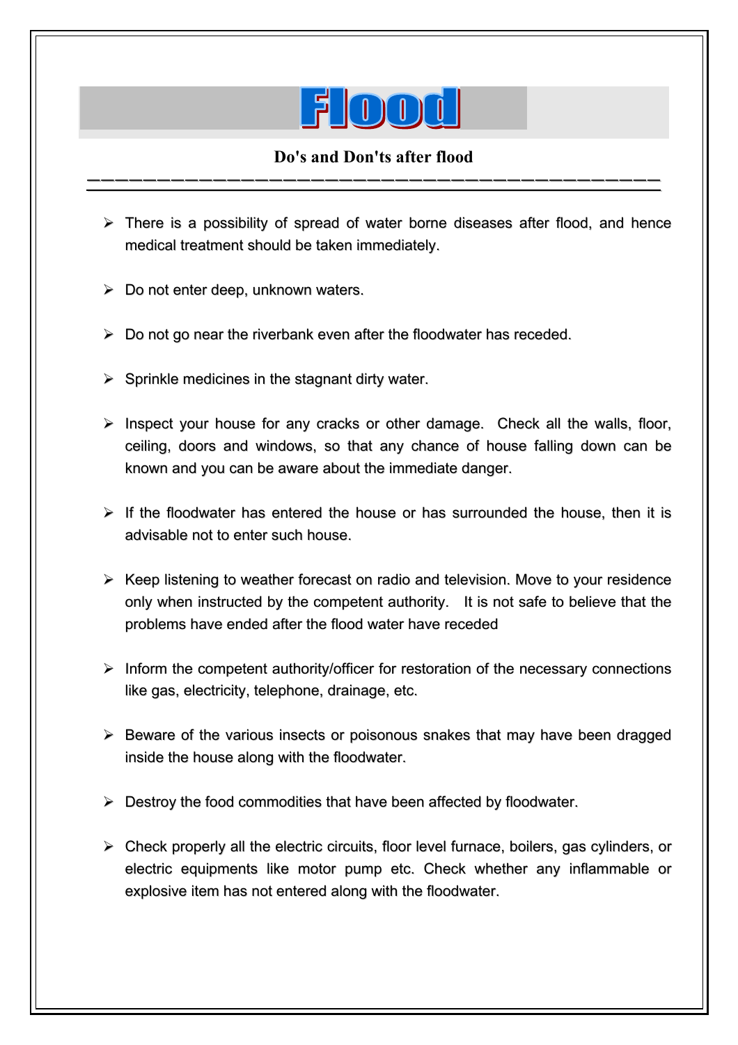# Flood

## Do's and Don'ts after flood

- There is a possibility of spread of water borne diseases after flood, and hence medical treatment should be taken immediately.
- Do not enter deep, unknown waters.
- Do not go near the riverbank even after the floodwater has receded.
- Sprinkle medicines in the stagnant dirty water.
- Inspect your house for any cracks or other damage. Check all the walls, floor, ceiling, doors and windows, so that any chance of house falling down can be known and you can be aware about the immediate danger.
- If the floodwater has entered the house or has surrounded the house, then it is advisable not to enter such house.
- Keep listening to weather forecast on radio and television. Move to your residence only when instructed by the competent authority. It is not safe to believe that the problems have ended after the flood water have receded
- Inform the competent authority/officer for restoration of the necessary connections like gas, electricity, telephone, drainage, etc.
- Beware of the various insects or poisonous snakes that may have been dragged inside the house along with the floodwater.
- Destroy the food commodities that have been affected by floodwater.
- Check properly all the electric circuits, floor level furnace, boilers, gas cylinders, or electric equipments like motor pump etc. Check whether any inflammable or explosive item has not entered along with the floodwater.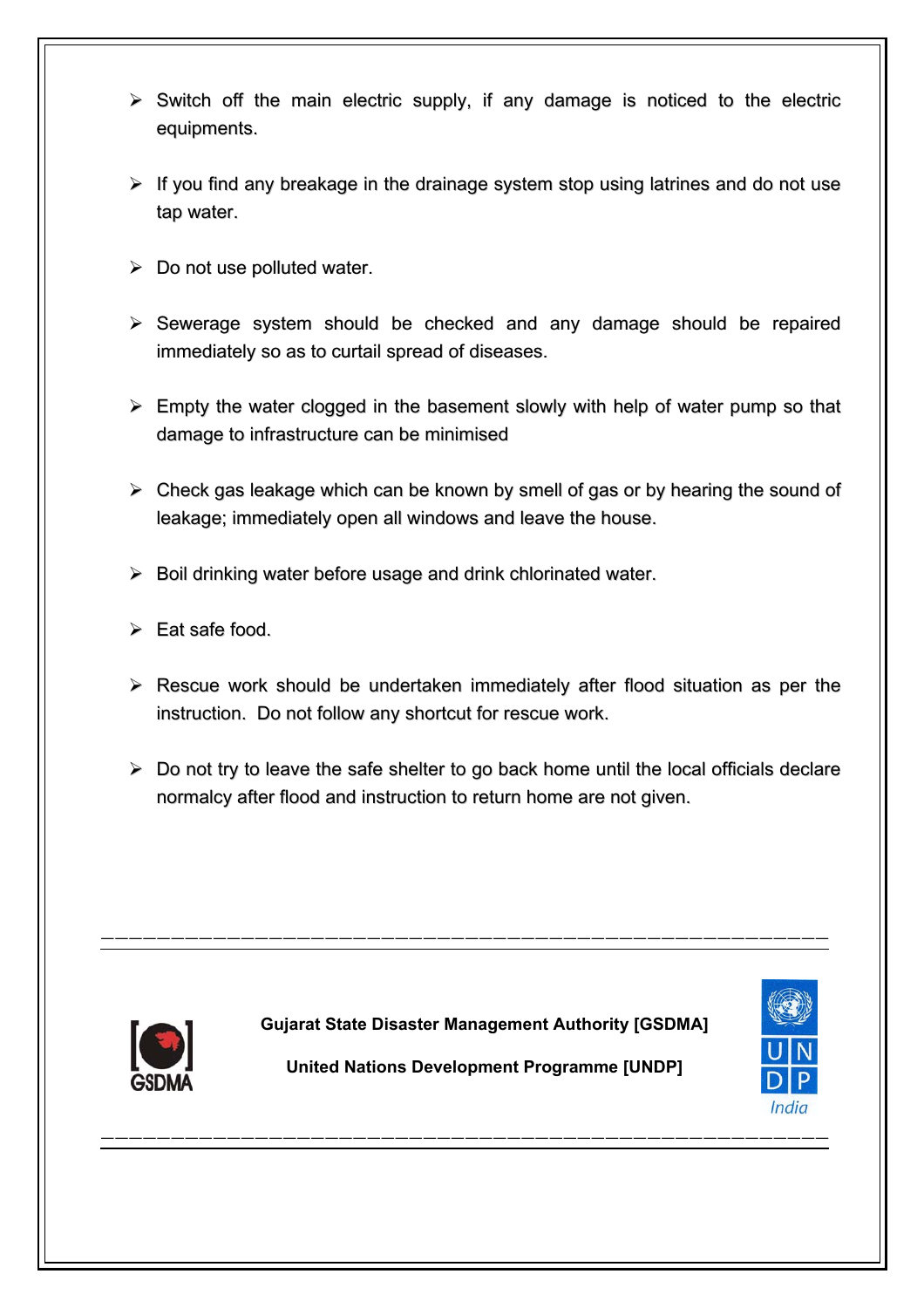- Switch off the main electric supply, if any damage is noticed to the electric equipments.
- If you find any breakage in the drainage system stop using latrines and do not use tap water.
- Do not use polluted water.
- Sewerage system should be checked and any damage should be repaired immediately so as to curtail spread of diseases.
- Empty the water clogged in the basement slowly with help of water pump so that damage to infrastructure can be minimised
- Check gas leakage which can be known by smell of gas or by hearing the sound of leakage; immediately open all windows and leave the house.
- Boil drinking water before usage and drink chlorinated water.
- Eat safe food.
- Rescue work should be undertaken immediately after flood situation as per the instruction. Do not follow any shortcut for rescue work.
- Do not try to leave the safe shelter to go back home until the local officials declare normalcy after flood and instruction to return home are not given.

---

GSDMA

**Gujarat State Disaster Management Authority [GSDMA]**

**United Nations Development Programme [UNDP]**

UNDP India

---